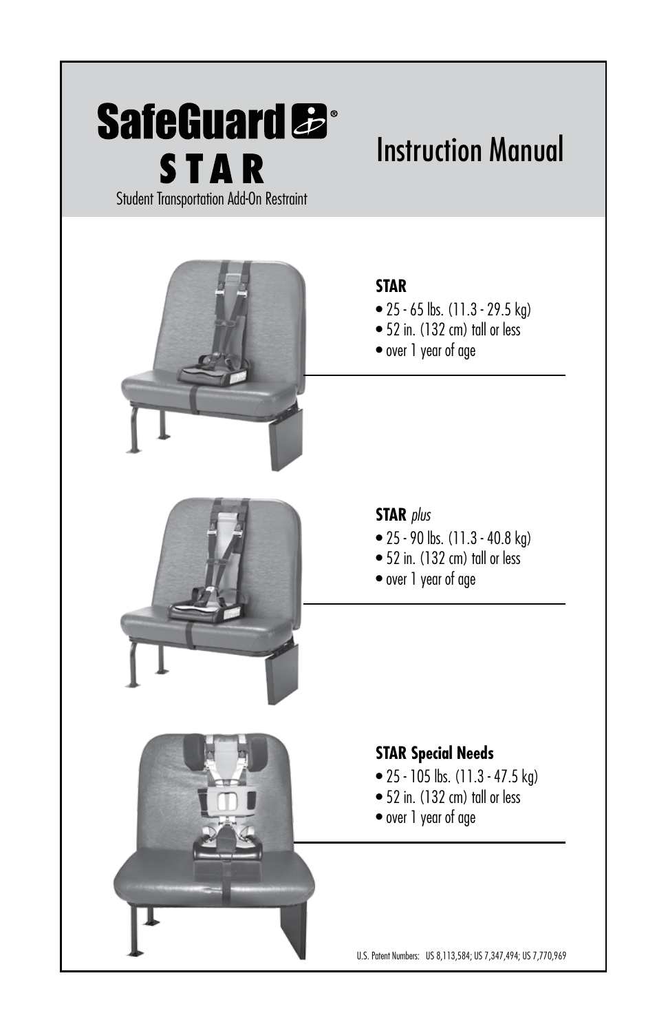# SafeGuard®

## STAR

Student Transportation Add-On Restraint

# Instruction Manual

**STAR**

- 25 - 65 lbs. (11.3 - 29.5 kg)
- 52 in. (132 cm) tall or less
- over 1 year of age

**STAR** *plus*

- 25 - 90 lbs. (11.3 - 40.8 kg)
- 52 in. (132 cm) tall or less
- over 1 year of age

**STAR Special Needs**

- 25 - 105 lbs. (11.3 - 47.5 kg)
- 52 in. (132 cm) tall or less
- over 1 year of age

U.S. Patent Numbers: US 8,113,584; US 7,347,494; US 7,770,969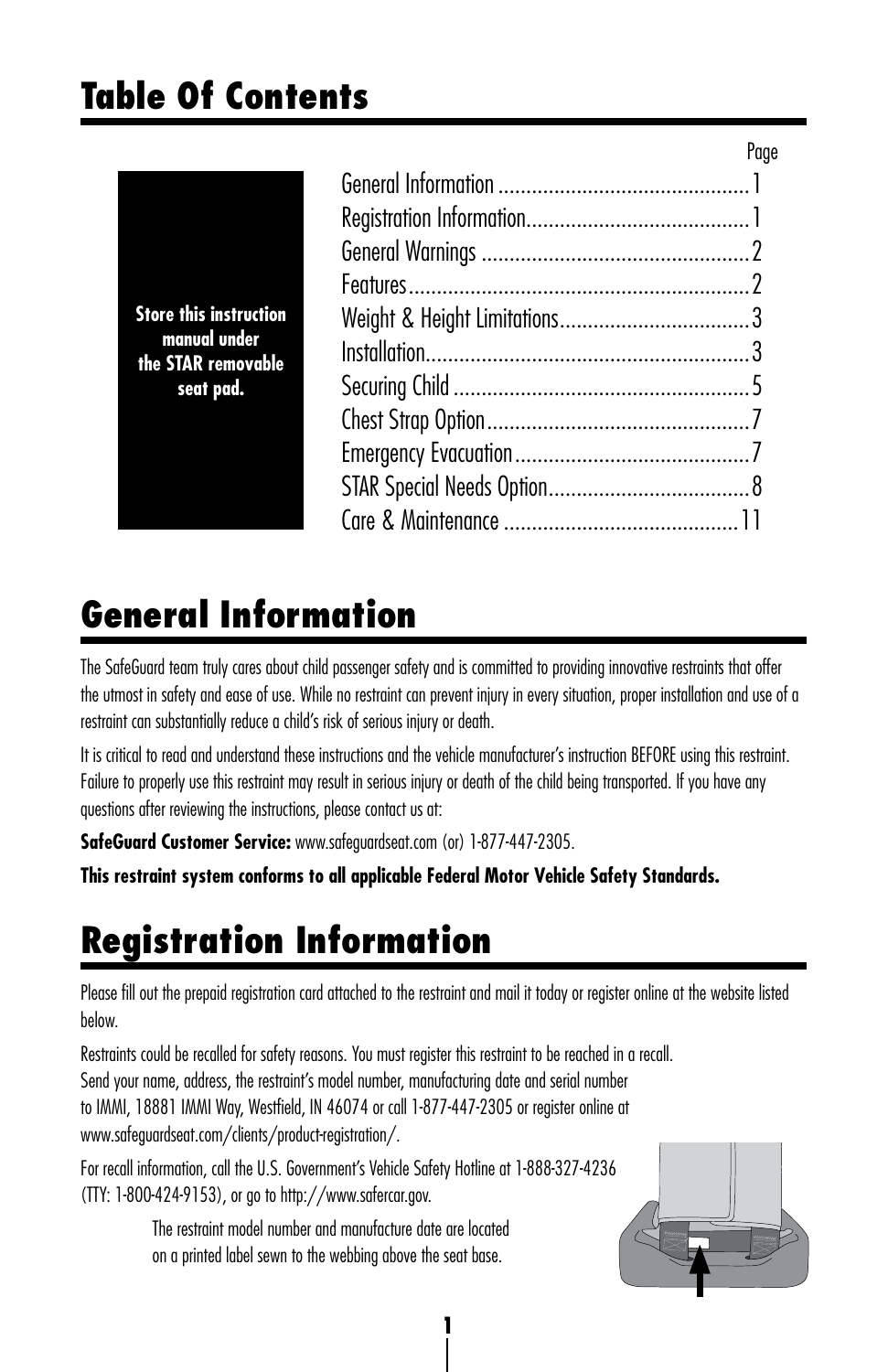## Table Of Contents

**Store this instruction manual under the STAR removable seat pad.**

| | Page |
|---|---|
| General Information | 1 |
| Registration Information | 1 |
| General Warnings | 2 |
| Features | 2 |
| Weight & Height Limitations | 3 |
| Installation | 3 |
| Securing Child | 5 |
| Chest Strap Option | 7 |
| Emergency Evacuation | 7 |
| STAR Special Needs Option | 8 |
| Care & Maintenance | 11 |

## General Information

The SafeGuard team truly cares about child passenger safety and is committed to providing innovative restraints that offer the utmost in safety and ease of use. While no restraint can prevent injury in every situation, proper installation and use of a restraint can substantially reduce a child's risk of serious injury or death.

It is critical to read and understand these instructions and the vehicle manufacturer's instruction BEFORE using this restraint. Failure to properly use this restraint may result in serious injury or death of the child being transported. If you have any questions after reviewing the instructions, please contact us at:

**SafeGuard Customer Service:** www.safeguardseat.com (or) 1-877-447-2305.

**This restraint system conforms to all applicable Federal Motor Vehicle Safety Standards.**

## Registration Information

Please fill out the prepaid registration card attached to the restraint and mail it today or register online at the website listed below.

Restraints could be recalled for safety reasons. You must register this restraint to be reached in a recall. Send your name, address, the restraint's model number, manufacturing date and serial number to IMMI, 18881 IMMI Way, Westfield, IN 46074 or call 1-877-447-2305 or register online at www.safeguardseat.com/clients/product-registration/.

For recall information, call the U.S. Government's Vehicle Safety Hotline at 1-888-327-4236 (TTY: 1-800-424-9153), or go to http://www.safercar.gov.

The restraint model number and manufacture date are located on a printed label sewn to the webbing above the seat base.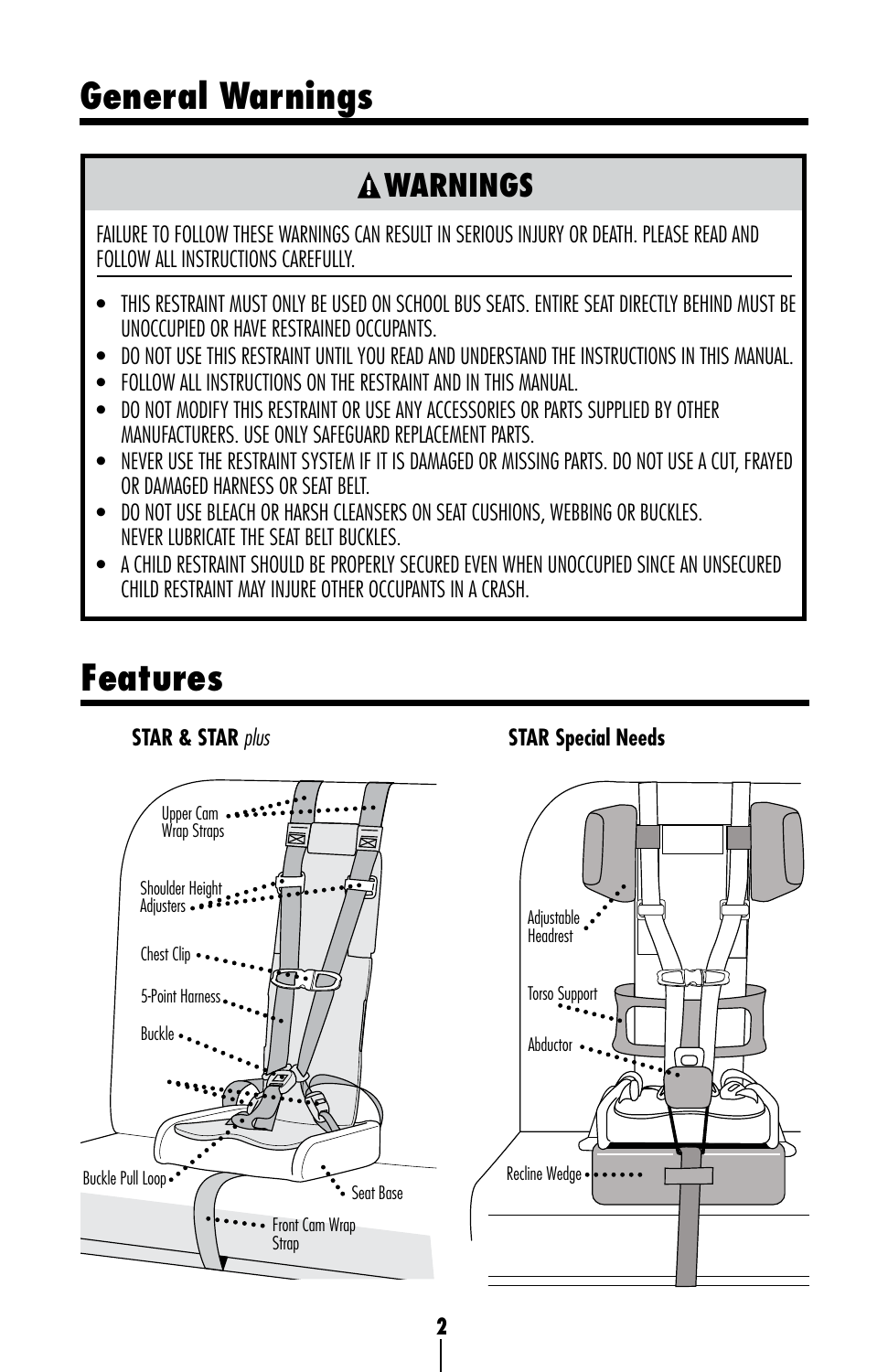# General Warnings

## ⚠ WARNINGS

FAILURE TO FOLLOW THESE WARNINGS CAN RESULT IN SERIOUS INJURY OR DEATH. PLEASE READ AND FOLLOW ALL INSTRUCTIONS CAREFULLY.

- THIS RESTRAINT MUST ONLY BE USED ON SCHOOL BUS SEATS. ENTIRE SEAT DIRECTLY BEHIND MUST BE UNOCCUPIED OR HAVE RESTRAINED OCCUPANTS.
- DO NOT USE THIS RESTRAINT UNTIL YOU READ AND UNDERSTAND THE INSTRUCTIONS IN THIS MANUAL.
- FOLLOW ALL INSTRUCTIONS ON THE RESTRAINT AND IN THIS MANUAL.
- DO NOT MODIFY THIS RESTRAINT OR USE ANY ACCESSORIES OR PARTS SUPPLIED BY OTHER MANUFACTURERS. USE ONLY SAFEGUARD REPLACEMENT PARTS.
- NEVER USE THE RESTRAINT SYSTEM IF IT IS DAMAGED OR MISSING PARTS. DO NOT USE A CUT, FRAYED OR DAMAGED HARNESS OR SEAT BELT.
- DO NOT USE BLEACH OR HARSH CLEANSERS ON SEAT CUSHIONS, WEBBING OR BUCKLES. NEVER LUBRICATE THE SEAT BELT BUCKLES.
- A CHILD RESTRAINT SHOULD BE PROPERLY SECURED EVEN WHEN UNOCCUPIED SINCE AN UNSECURED CHILD RESTRAINT MAY INJURE OTHER OCCUPANTS IN A CRASH.

# Features

**STAR & STAR** *plus*

Upper Cam Wrap Straps

Shoulder Height Adjusters

Chest Clip

5-Point Harness

Buckle

Buckle Pull Loop

Seat Base

Front Cam Wrap Strap

**STAR Special Needs**

Adjustable Headrest

Torso Support

Abductor

Recline Wedge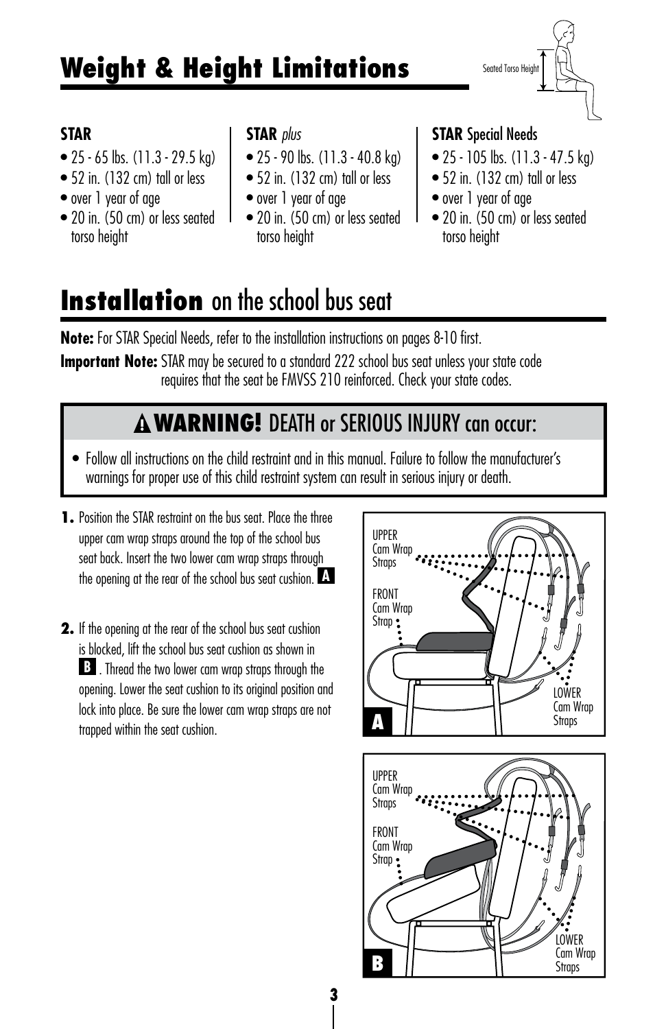# Weight & Height Limitations

Seated Torso Height

**STAR**

- 25 - 65 lbs. (11.3 - 29.5 kg)
- 52 in. (132 cm) tall or less
- over 1 year of age
- 20 in. (50 cm) or less seated torso height

**STAR** *plus*

- 25 - 90 lbs. (11.3 - 40.8 kg)
- 52 in. (132 cm) tall or less
- over 1 year of age
- 20 in. (50 cm) or less seated torso height

**STAR** Special Needs

- 25 - 105 lbs. (11.3 - 47.5 kg)
- 52 in. (132 cm) tall or less
- over 1 year of age
- 20 in. (50 cm) or less seated torso height

# Installation on the school bus seat

**Note:** For STAR Special Needs, refer to the installation instructions on pages 8-10 first.

**Important Note:** STAR may be secured to a standard 222 school bus seat unless your state code requires that the seat be FMVSS 210 reinforced. Check your state codes.

## ⚠ WARNING! DEATH or SERIOUS INJURY can occur:

- Follow all instructions on the child restraint and in this manual. Failure to follow the manufacturer's warnings for proper use of this child restraint system can result in serious injury or death.

**1.** Position the STAR restraint on the bus seat. Place the three upper cam wrap straps around the top of the school bus seat back. Insert the two lower cam wrap straps through the opening at the rear of the school bus seat cushion. **A**

**2.** If the opening at the rear of the school bus seat cushion is blocked, lift the school bus seat cushion as shown in **B**. Thread the two lower cam wrap straps through the opening. Lower the seat cushion to its original position and lock into place. Be sure the lower cam wrap straps are not trapped within the seat cushion.

**A** — UPPER Cam Wrap Straps; FRONT Cam Wrap Strap; LOWER Cam Wrap Straps

**B** — UPPER Cam Wrap Straps; FRONT Cam Wrap Strap; LOWER Cam Wrap Straps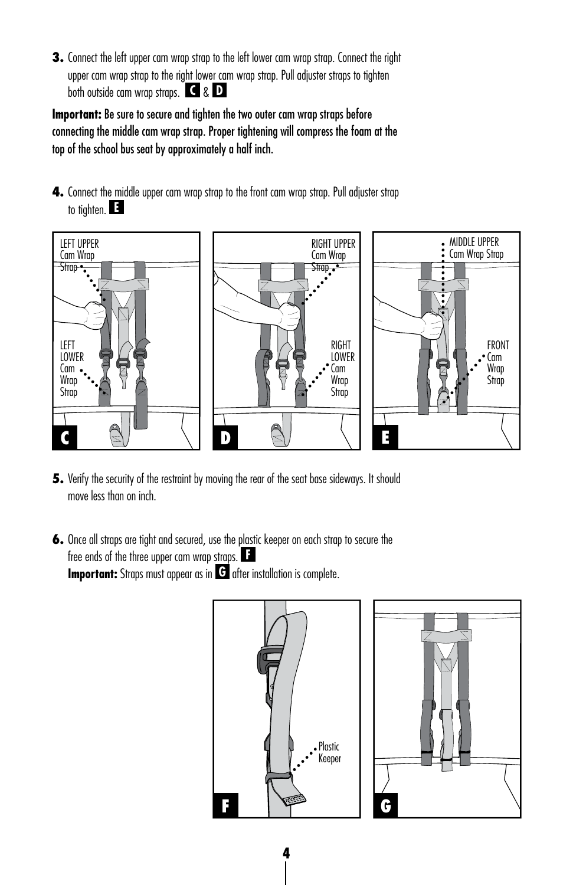**3.** Connect the left upper cam wrap strap to the left lower cam wrap strap. Connect the right upper cam wrap strap to the right lower cam wrap strap. Pull adjuster straps to tighten both outside cam wrap straps. **C** & **D**

**Important:** Be sure to secure and tighten the two outer cam wrap straps before connecting the middle cam wrap strap. Proper tightening will compress the foam at the top of the school bus seat by approximately a half inch.

**4.** Connect the middle upper cam wrap strap to the front cam wrap strap. Pull adjuster strap to tighten. **E**

LEFT UPPER Cam Wrap Strap

LEFT LOWER Cam Wrap Strap

**C**

RIGHT UPPER Cam Wrap Strap

RIGHT LOWER Cam Wrap Strap

**D**

MIDDLE UPPER Cam Wrap Strap

FRONT Cam Wrap Strap

**E**

**5.** Verify the security of the restraint by moving the rear of the seat base sideways. It should move less than on inch.

**6.** Once all straps are tight and secured, use the plastic keeper on each strap to secure the free ends of the three upper cam wrap straps. **F**
**Important:** Straps must appear as in **G** after installation is complete.

Plastic Keeper

**F**

**G**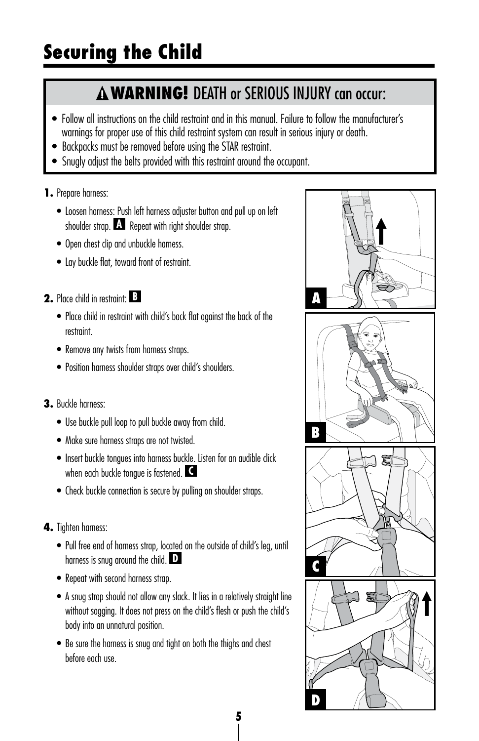# Securing the Child

## ⚠ WARNING! DEATH or SERIOUS INJURY can occur:

- Follow all instructions on the child restraint and in this manual. Failure to follow the manufacturer's warnings for proper use of this child restraint system can result in serious injury or death.
- Backpacks must be removed before using the STAR restraint.
- Snugly adjust the belts provided with this restraint around the occupant.

**1.** Prepare harness:

- Loosen harness: Push left harness adjuster button and pull up on left shoulder strap. **A** Repeat with right shoulder strap.
- Open chest clip and unbuckle harness.
- Lay buckle flat, toward front of restraint.

**2.** Place child in restraint: **B**

- Place child in restraint with child's back flat against the back of the restraint.
- Remove any twists from harness straps.
- Position harness shoulder straps over child's shoulders.

**3.** Buckle harness:

- Use buckle pull loop to pull buckle away from child.
- Make sure harness straps are not twisted.
- Insert buckle tongues into harness buckle. Listen for an audible click when each buckle tongue is fastened. **C**
- Check buckle connection is secure by pulling on shoulder straps.

**4.** Tighten harness:

- Pull free end of harness strap, located on the outside of child's leg, until harness is snug around the child. **D**
- Repeat with second harness strap.
- A snug strap should not allow any slack. It lies in a relatively straight line without sagging. It does not press on the child's flesh or push the child's body into an unnatural position.
- Be sure the harness is snug and tight on both the thighs and chest before each use.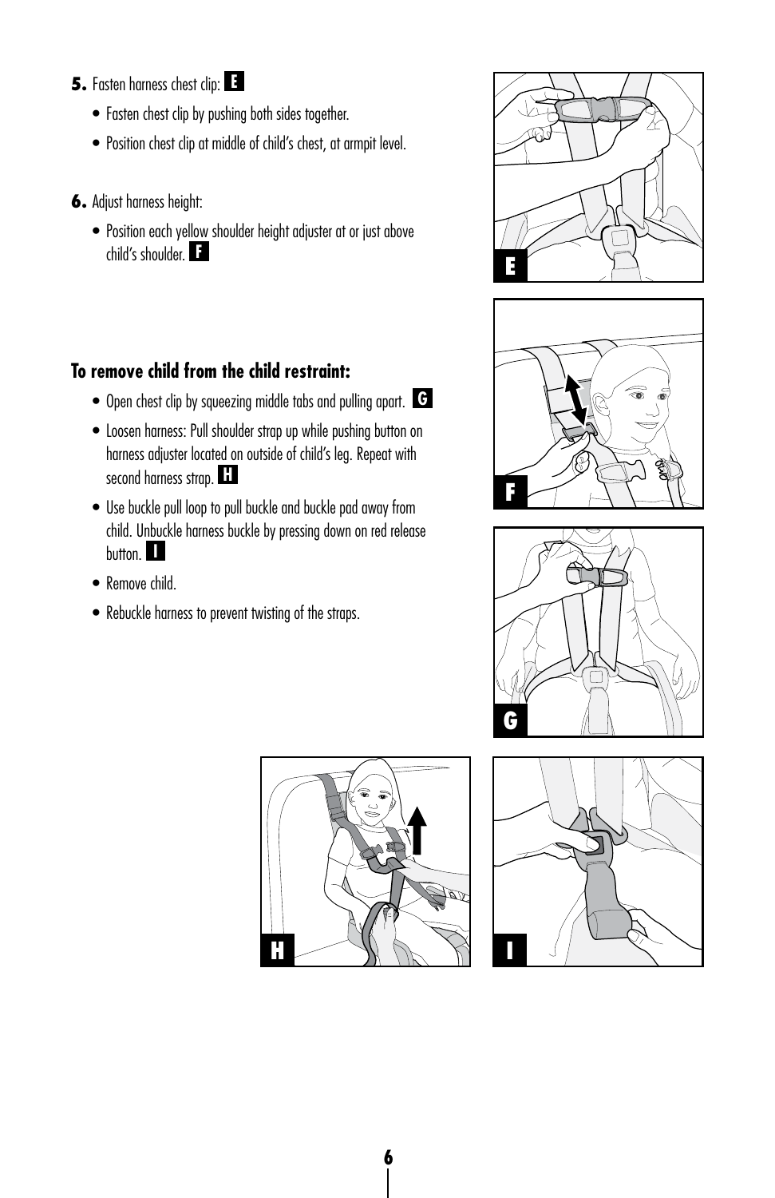**5.** Fasten harness chest clip: **E**

- Fasten chest clip by pushing both sides together.
- Position chest clip at middle of child's chest, at armpit level.

**6.** Adjust harness height:

- Position each yellow shoulder height adjuster at or just above child's shoulder. **F**

### To remove child from the child restraint:

- Open chest clip by squeezing middle tabs and pulling apart. **G**
- Loosen harness: Pull shoulder strap up while pushing button on harness adjuster located on outside of child's leg. Repeat with second harness strap. **H**
- Use buckle pull loop to pull buckle and buckle pad away from child. Unbuckle harness buckle by pressing down on red release button. **I**
- Remove child.
- Rebuckle harness to prevent twisting of the straps.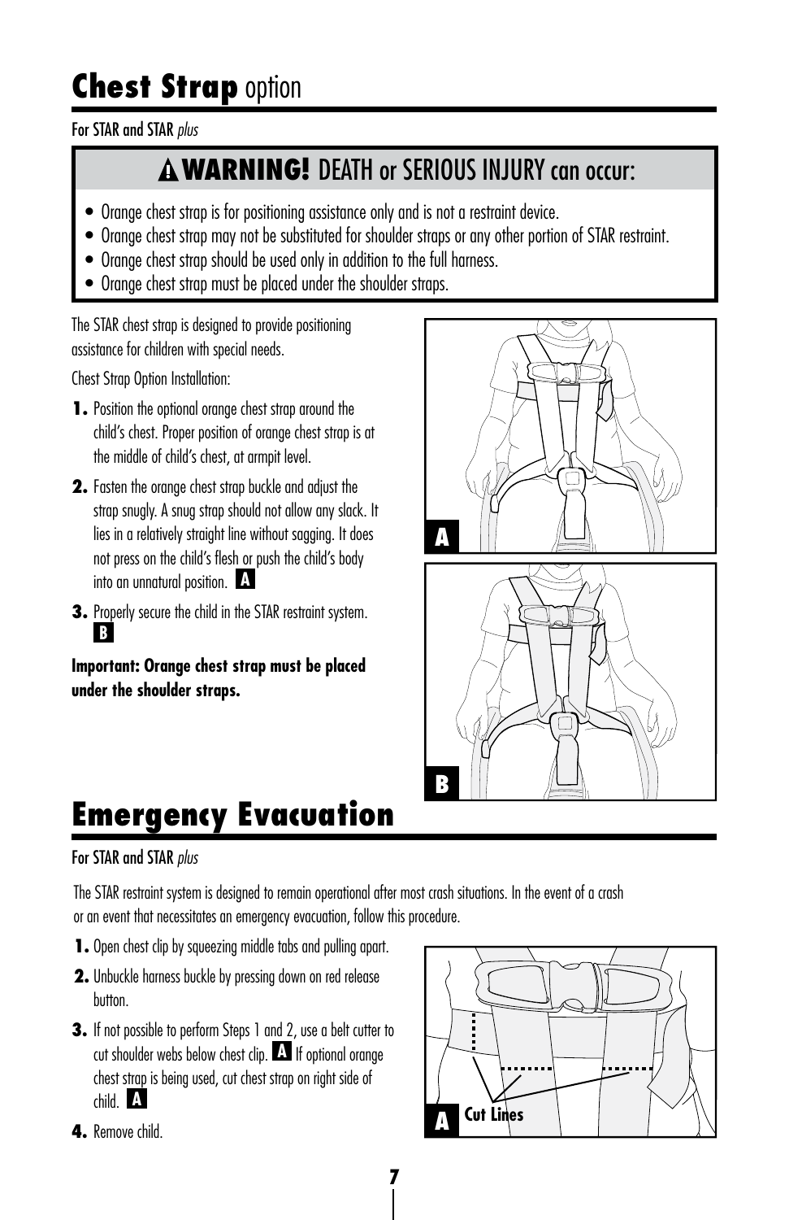# **Chest Strap** option

For STAR and STAR *plus*

## ⚠ **WARNING!** DEATH or SERIOUS INJURY can occur:

- Orange chest strap is for positioning assistance only and is not a restraint device.
- Orange chest strap may not be substituted for shoulder straps or any other portion of STAR restraint.
- Orange chest strap should be used only in addition to the full harness.
- Orange chest strap must be placed under the shoulder straps.

The STAR chest strap is designed to provide positioning assistance for children with special needs.

Chest Strap Option Installation:

1. Position the optional orange chest strap around the child's chest. Proper position of orange chest strap is at the middle of child's chest, at armpit level.
2. Fasten the orange chest strap buckle and adjust the strap snugly. A snug strap should not allow any slack. It lies in a relatively straight line without sagging. It does not press on the child's flesh or push the child's body into an unnatural position. **A**
3. Properly secure the child in the STAR restraint system. **B**

**Important: Orange chest strap must be placed under the shoulder straps.**

A

B

# **Emergency Evacuation**

For STAR and STAR *plus*

The STAR restraint system is designed to remain operational after most crash situations. In the event of a crash or an event that necessitates an emergency evacuation, follow this procedure.

1. Open chest clip by squeezing middle tabs and pulling apart.
2. Unbuckle harness buckle by pressing down on red release button.
3. If not possible to perform Steps 1 and 2, use a belt cutter to cut shoulder webs below chest clip. **A** If optional orange chest strap is being used, cut chest strap on right side of child. **A**
4. Remove child.

A **Cut Lines**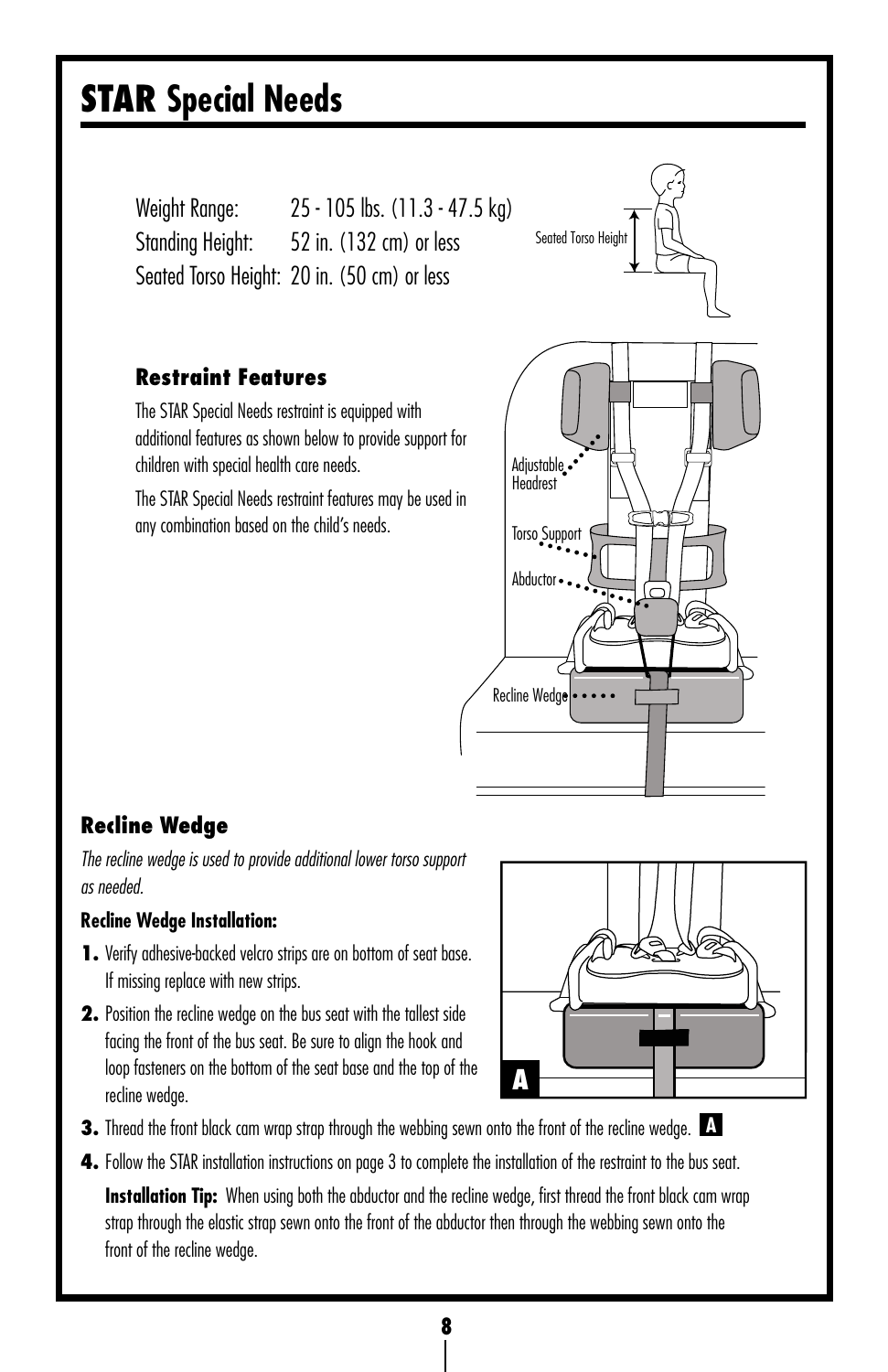# **STAR** Special Needs

Weight Range: 25 - 105 lbs. (11.3 - 47.5 kg)
Standing Height: 52 in. (132 cm) or less
Seated Torso Height: 20 in. (50 cm) or less

### Restraint Features

The STAR Special Needs restraint is equipped with additional features as shown below to provide support for children with special health care needs.

The STAR Special Needs restraint features may be used in any combination based on the child's needs.

### Recline Wedge

*The recline wedge is used to provide additional lower torso support as needed.*

**Recline Wedge Installation:**

1. Verify adhesive-backed velcro strips are on bottom of seat base. If missing replace with new strips.
2. Position the recline wedge on the bus seat with the tallest side facing the front of the bus seat. Be sure to align the hook and loop fasteners on the bottom of the seat base and the top of the recline wedge.
3. Thread the front black cam wrap strap through the webbing sewn onto the front of the recline wedge. **A**
4. Follow the STAR installation instructions on page 3 to complete the installation of the restraint to the bus seat.

   **Installation Tip:** When using both the abductor and the recline wedge, first thread the front black cam wrap strap through the elastic strap sewn onto the front of the abductor then through the webbing sewn onto the front of the recline wedge.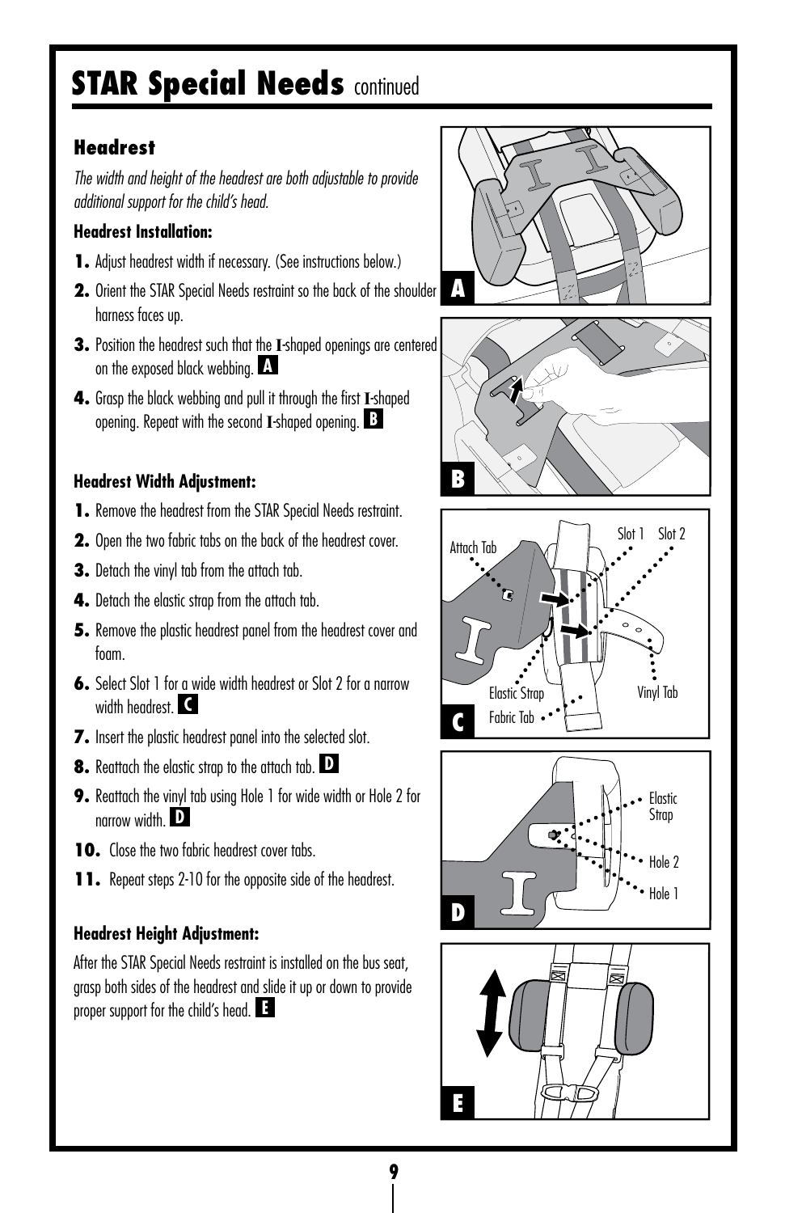# STAR Special Needs continued

## Headrest

*The width and height of the headrest are both adjustable to provide additional support for the child's head.*

**Headrest Installation:**

1. Adjust headrest width if necessary. (See instructions below.)
2. Orient the STAR Special Needs restraint so the back of the shoulder harness faces up.
3. Position the headrest such that the I-shaped openings are centered on the exposed black webbing. **A**
4. Grasp the black webbing and pull it through the first I-shaped opening. Repeat with the second I-shaped opening. **B**

**Headrest Width Adjustment:**

1. Remove the headrest from the STAR Special Needs restraint.
2. Open the two fabric tabs on the back of the headrest cover.
3. Detach the vinyl tab from the attach tab.
4. Detach the elastic strap from the attach tab.
5. Remove the plastic headrest panel from the headrest cover and foam.
6. Select Slot 1 for a wide width headrest or Slot 2 for a narrow width headrest. **C**
7. Insert the plastic headrest panel into the selected slot.
8. Reattach the elastic strap to the attach tab. **D**
9. Reattach the vinyl tab using Hole 1 for wide width or Hole 2 for narrow width. **D**
10. Close the two fabric headrest cover tabs.
11. Repeat steps 2-10 for the opposite side of the headrest.

**Headrest Height Adjustment:**

After the STAR Special Needs restraint is installed on the bus seat, grasp both sides of the headrest and slide it up or down to provide proper support for the child's head. **E**

**A**

**B**

Attach Tab, Slot 1, Slot 2, Elastic Strap, Vinyl Tab, Fabric Tab

**C**

Elastic Strap, Hole 2, Hole 1

**D**

**E**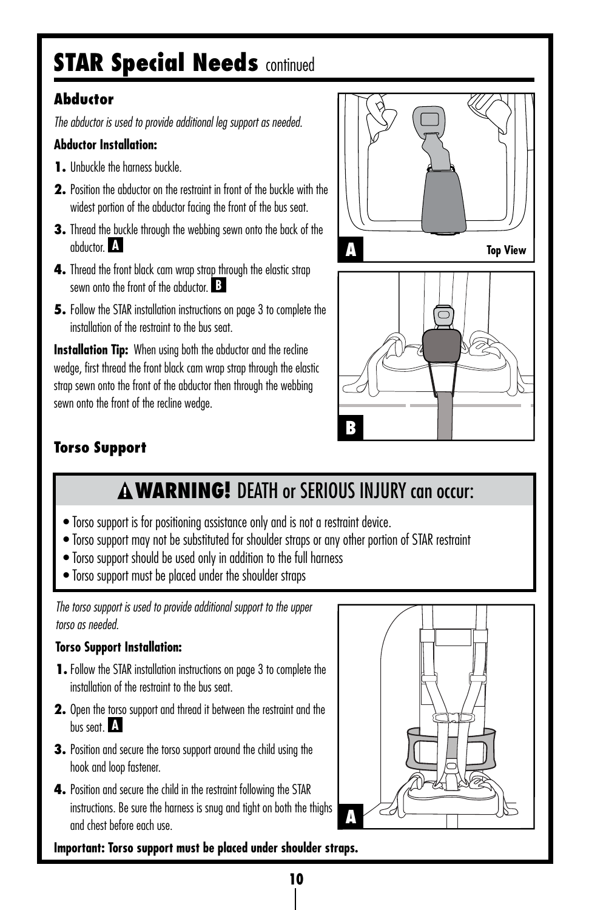# STAR Special Needs continued

### Abductor

*The abductor is used to provide additional leg support as needed.*

**Abductor Installation:**

1. Unbuckle the harness buckle.
2. Position the abductor on the restraint in front of the buckle with the widest portion of the abductor facing the front of the bus seat.
3. Thread the buckle through the webbing sewn onto the back of the abductor. **A**
4. Thread the front black cam wrap strap through the elastic strap sewn onto the front of the abductor. **B**
5. Follow the STAR installation instructions on page 3 to complete the installation of the restraint to the bus seat.

**Installation Tip:** When using both the abductor and the recline wedge, first thread the front black cam wrap strap through the elastic strap sewn onto the front of the abductor then through the webbing sewn onto the front of the recline wedge.

**A** Top View

**B**

### Torso Support

## ⚠ WARNING! DEATH or SERIOUS INJURY can occur:

- Torso support is for positioning assistance only and is not a restraint device.
- Torso support may not be substituted for shoulder straps or any other portion of STAR restraint
- Torso support should be used only in addition to the full harness
- Torso support must be placed under the shoulder straps

*The torso support is used to provide additional support to the upper torso as needed.*

**Torso Support Installation:**

1. Follow the STAR installation instructions on page 3 to complete the installation of the restraint to the bus seat.
2. Open the torso support and thread it between the restraint and the bus seat. **A**
3. Position and secure the torso support around the child using the hook and loop fastener.
4. Position and secure the child in the restraint following the STAR instructions. Be sure the harness is snug and tight on both the thighs and chest before each use.

**A**

**Important: Torso support must be placed under shoulder straps.**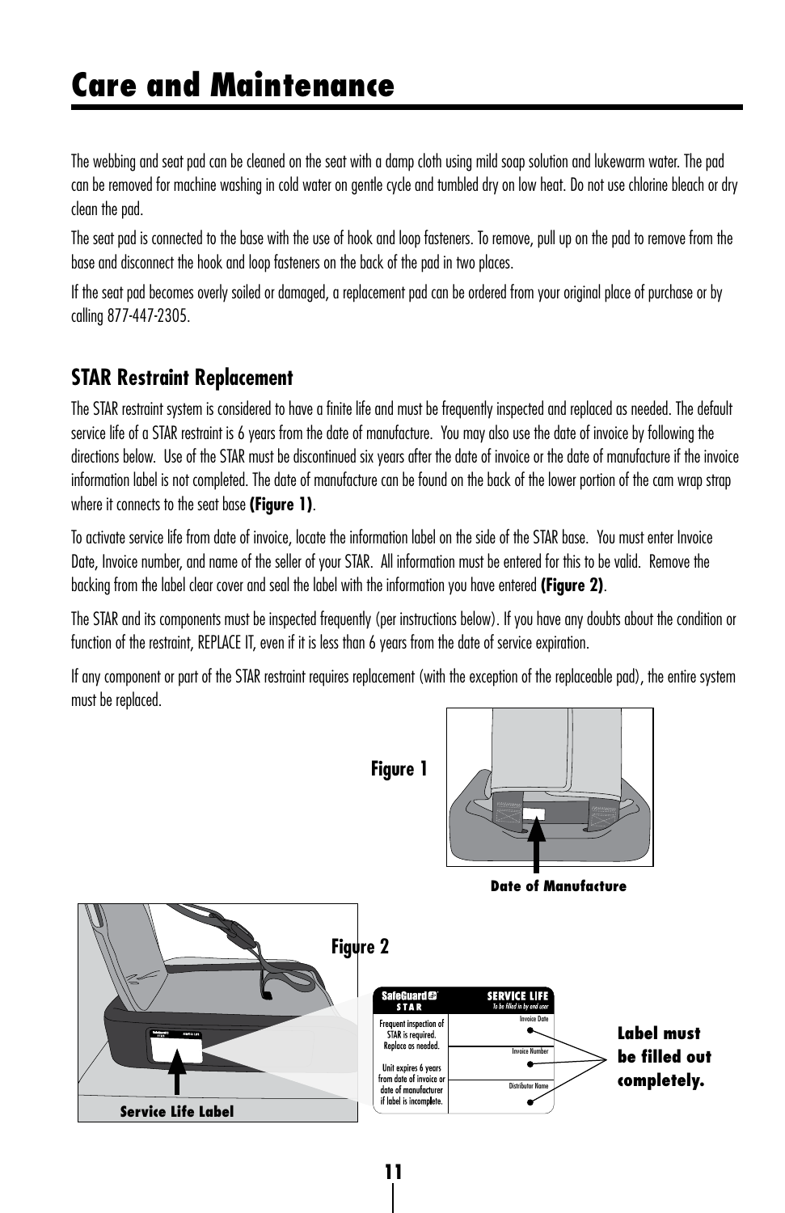# Care and Maintenance

The webbing and seat pad can be cleaned on the seat with a damp cloth using mild soap solution and lukewarm water. The pad can be removed for machine washing in cold water on gentle cycle and tumbled dry on low heat. Do not use chlorine bleach or dry clean the pad.

The seat pad is connected to the base with the use of hook and loop fasteners. To remove, pull up on the pad to remove from the base and disconnect the hook and loop fasteners on the back of the pad in two places.

If the seat pad becomes overly soiled or damaged, a replacement pad can be ordered from your original place of purchase or by calling 877-447-2305.

## STAR Restraint Replacement

The STAR restraint system is considered to have a finite life and must be frequently inspected and replaced as needed. The default service life of a STAR restraint is 6 years from the date of manufacture. You may also use the date of invoice by following the directions below. Use of the STAR must be discontinued six years after the date of invoice or the date of manufacture if the invoice information label is not completed. The date of manufacture can be found on the back of the lower portion of the cam wrap strap where it connects to the seat base **(Figure 1)**.

To activate service life from date of invoice, locate the information label on the side of the STAR base. You must enter Invoice Date, Invoice number, and name of the seller of your STAR. All information must be entered for this to be valid. Remove the backing from the label clear cover and seal the label with the information you have entered **(Figure 2)**.

The STAR and its components must be inspected frequently (per instructions below). If you have any doubts about the condition or function of the restraint, REPLACE IT, even if it is less than 6 years from the date of service expiration.

If any component or part of the STAR restraint requires replacement (with the exception of the replaceable pad), the entire system must be replaced.

**Figure 1**

**Date of Manufacture**

**Figure 2**

SafeGuard STAR

SERVICE LIFE
*To be filled in by end user*

Frequent inspection of STAR is required. Replace as needed.

Unit expires 6 years from date of invoice or date of manufacturer if label is incomplete.

Invoice Date

Invoice Number

Distributor Name

**Label must be filled out completely.**

**Service Life Label**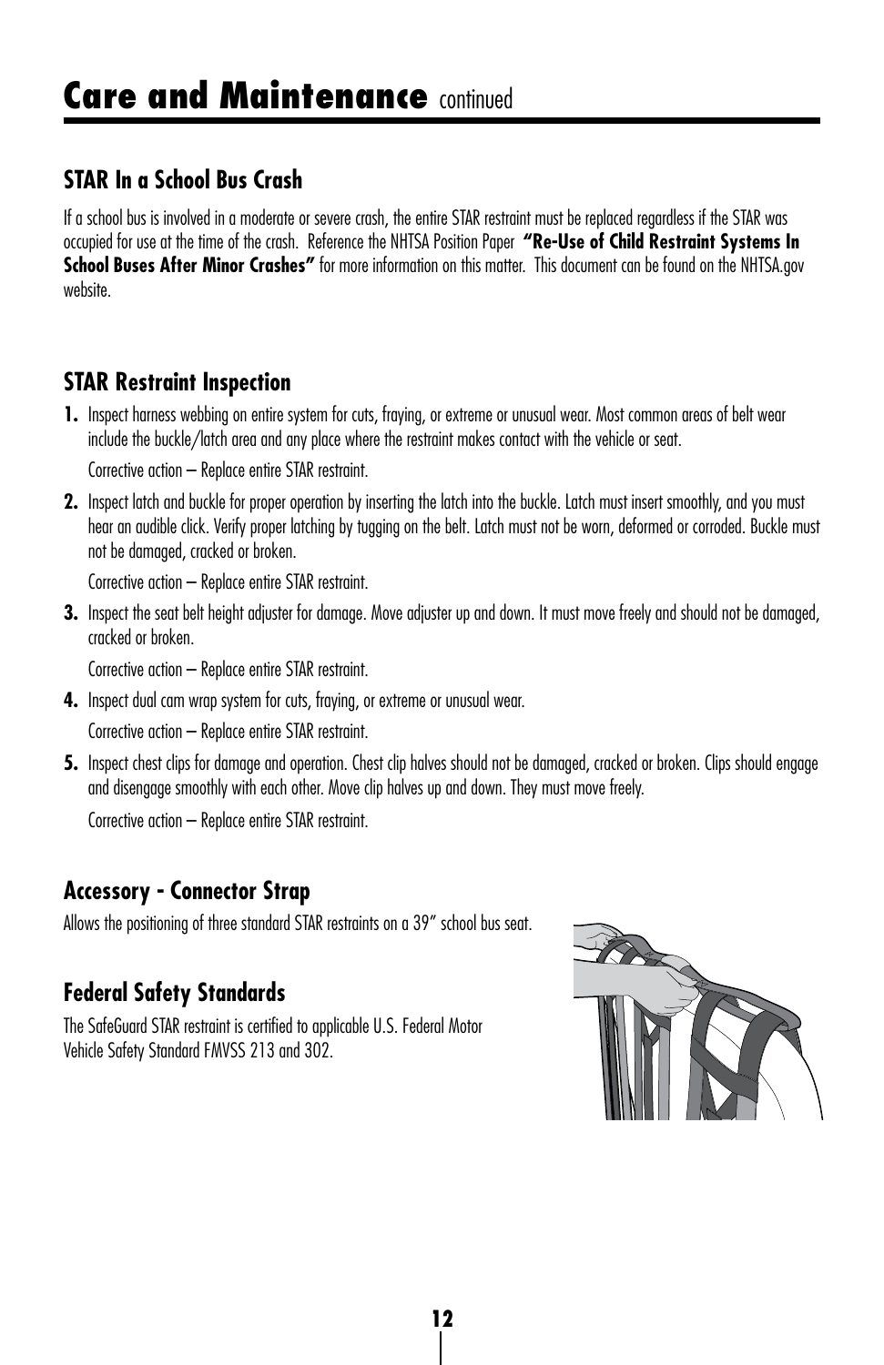# Care and Maintenance continued

## STAR In a School Bus Crash

If a school bus is involved in a moderate or severe crash, the entire STAR restraint must be replaced regardless if the STAR was occupied for use at the time of the crash. Reference the NHTSA Position Paper **"Re-Use of Child Restraint Systems In School Buses After Minor Crashes"** for more information on this matter. This document can be found on the NHTSA.gov website.

## STAR Restraint Inspection

1. Inspect harness webbing on entire system for cuts, fraying, or extreme or unusual wear. Most common areas of belt wear include the buckle/latch area and any place where the restraint makes contact with the vehicle or seat.

   Corrective action – Replace entire STAR restraint.

2. Inspect latch and buckle for proper operation by inserting the latch into the buckle. Latch must insert smoothly, and you must hear an audible click. Verify proper latching by tugging on the belt. Latch must not be worn, deformed or corroded. Buckle must not be damaged, cracked or broken.

   Corrective action – Replace entire STAR restraint.

3. Inspect the seat belt height adjuster for damage. Move adjuster up and down. It must move freely and should not be damaged, cracked or broken.

   Corrective action – Replace entire STAR restraint.

4. Inspect dual cam wrap system for cuts, fraying, or extreme or unusual wear.

   Corrective action – Replace entire STAR restraint.

5. Inspect chest clips for damage and operation. Chest clip halves should not be damaged, cracked or broken. Clips should engage and disengage smoothly with each other. Move clip halves up and down. They must move freely.

   Corrective action – Replace entire STAR restraint.

## Accessory - Connector Strap

Allows the positioning of three standard STAR restraints on a 39" school bus seat.

## Federal Safety Standards

The SafeGuard STAR restraint is certified to applicable U.S. Federal Motor Vehicle Safety Standard FMVSS 213 and 302.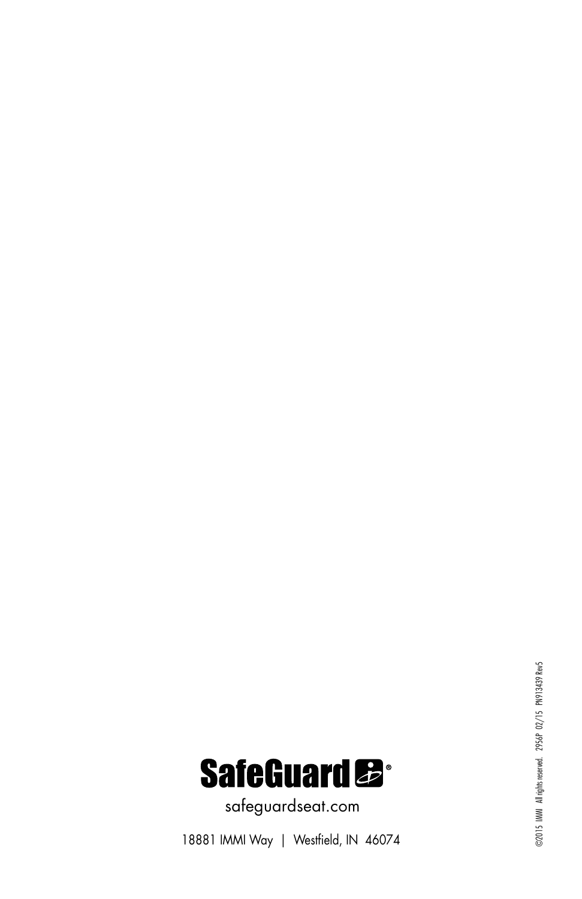SafeGuard®

safeguardseat.com

18881 IMMI Way | Westfield, IN 46074

©2015 IMMI All rights reserved. 2956P 02/15 PN913439 Rev5